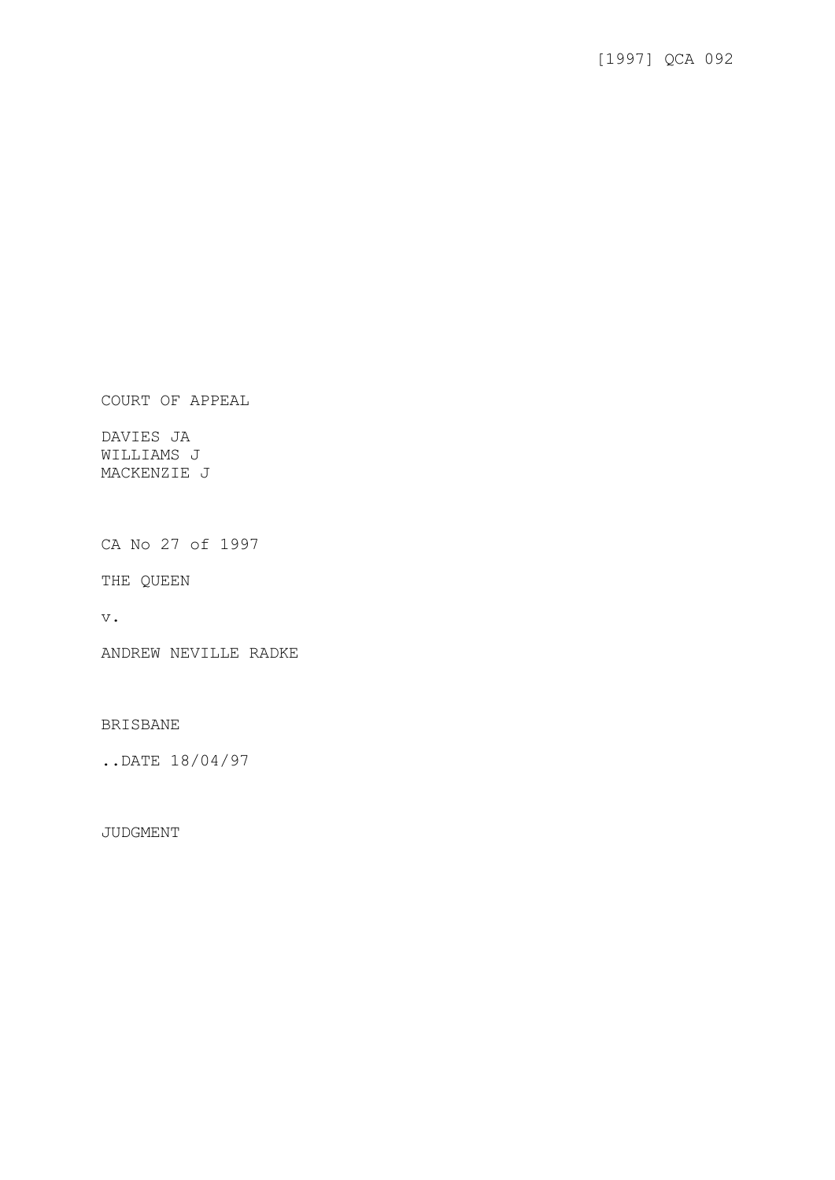[1997] QCA 092

COURT OF APPEAL

DAVIES JA
WILLIAMS J
MACKENZIE J

CA No 27 of 1997

THE QUEEN

v.

ANDREW NEVILLE RADKE

BRISBANE

..DATE 18/04/97

JUDGMENT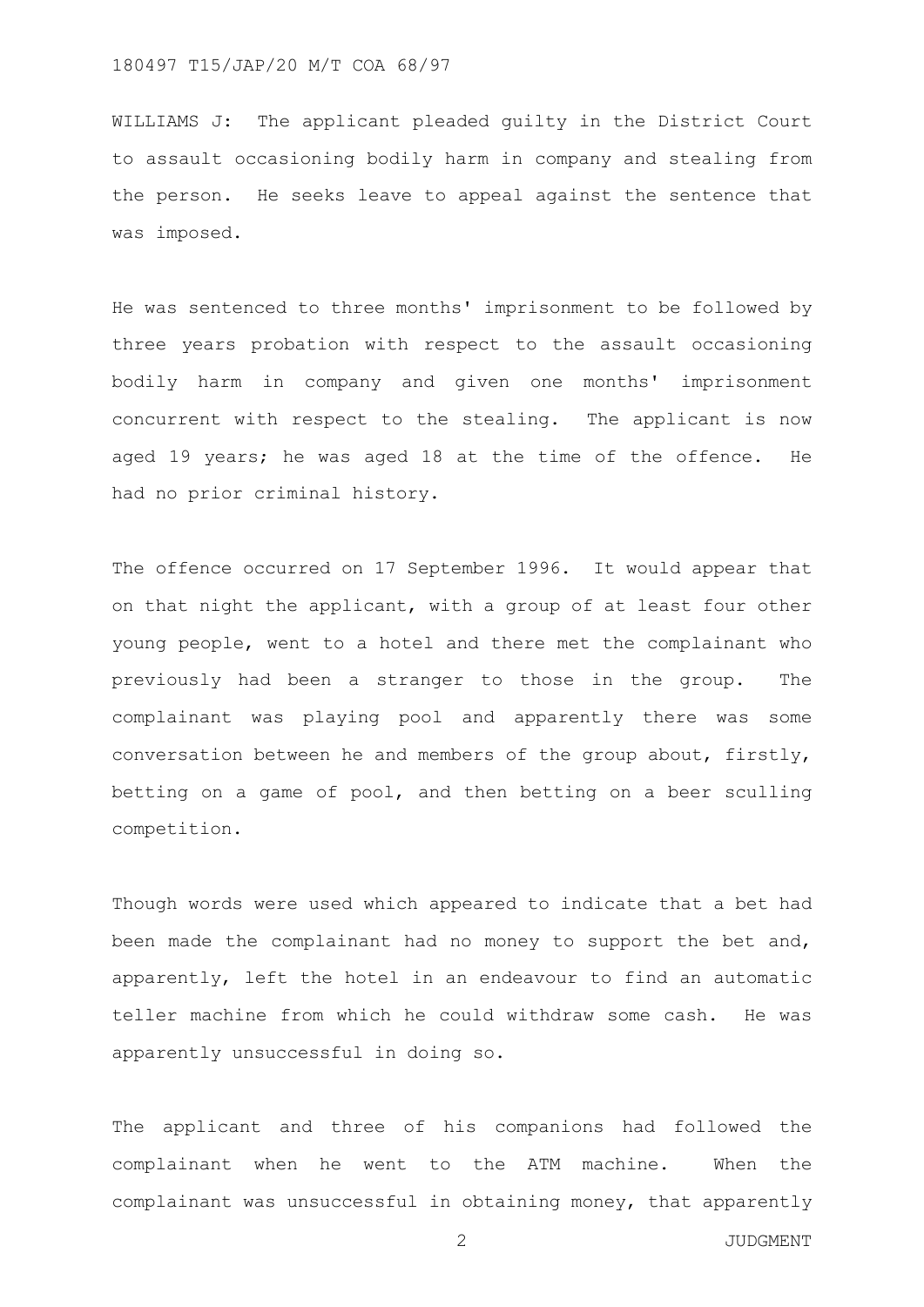WILLIAMS J: The applicant pleaded guilty in the District Court to assault occasioning bodily harm in company and stealing from the person. He seeks leave to appeal against the sentence that was imposed.

He was sentenced to three months' imprisonment to be followed by three years probation with respect to the assault occasioning bodily harm in company and given one months' imprisonment concurrent with respect to the stealing. The applicant is now aged 19 years; he was aged 18 at the time of the offence. He had no prior criminal history.

The offence occurred on 17 September 1996. It would appear that on that night the applicant, with a group of at least four other young people, went to a hotel and there met the complainant who previously had been a stranger to those in the group. The complainant was playing pool and apparently there was some conversation between he and members of the group about, firstly, betting on a game of pool, and then betting on a beer sculling competition.

Though words were used which appeared to indicate that a bet had been made the complainant had no money to support the bet and, apparently, left the hotel in an endeavour to find an automatic teller machine from which he could withdraw some cash. He was apparently unsuccessful in doing so.

The applicant and three of his companions had followed the complainant when he went to the ATM machine. When the complainant was unsuccessful in obtaining money, that apparently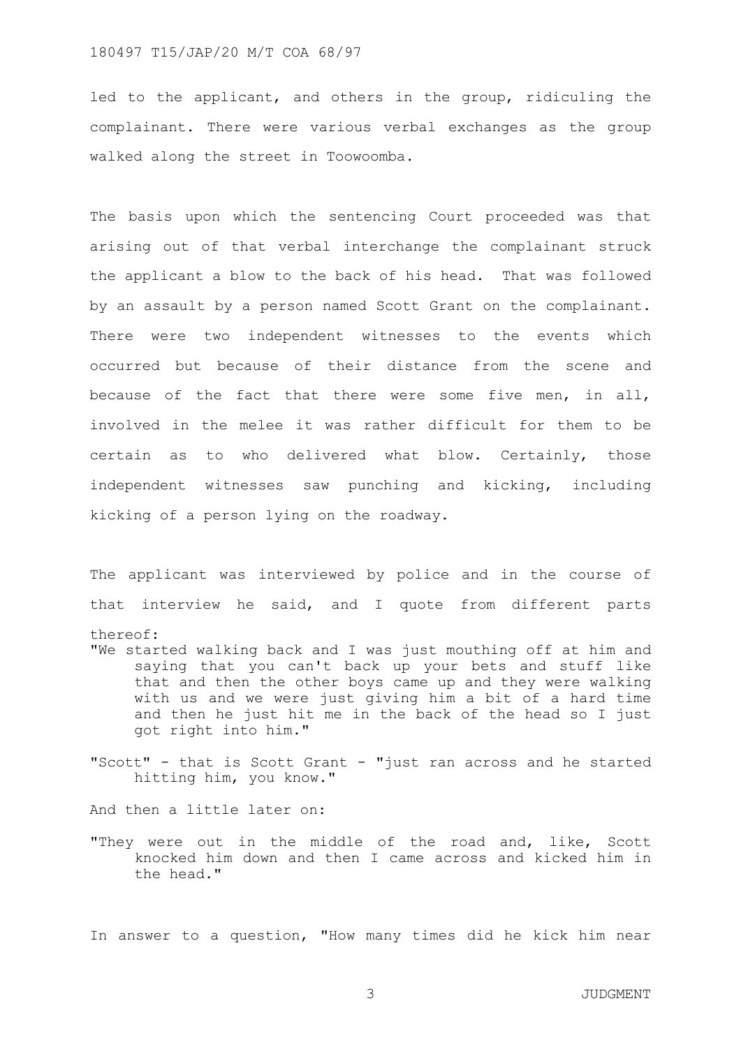led to the applicant, and others in the group, ridiculing the complainant. There were various verbal exchanges as the group walked along the street in Toowoomba.

The basis upon which the sentencing Court proceeded was that arising out of that verbal interchange the complainant struck the applicant a blow to the back of his head. That was followed by an assault by a person named Scott Grant on the complainant. There were two independent witnesses to the events which occurred but because of their distance from the scene and because of the fact that there were some five men, in all, involved in the melee it was rather difficult for them to be certain as to who delivered what blow. Certainly, those independent witnesses saw punching and kicking, including kicking of a person lying on the roadway.

The applicant was interviewed by police and in the course of that interview he said, and I quote from different parts thereof:

> "We started walking back and I was just mouthing off at him and saying that you can't back up your bets and stuff like that and then the other boys came up and they were walking with us and we were just giving him a bit of a hard time and then he just hit me in the back of the head so I just got right into him."

> "Scott" - that is Scott Grant - "just ran across and he started hitting him, you know."

And then a little later on:

> "They were out in the middle of the road and, like, Scott knocked him down and then I came across and kicked him in the head."

In answer to a question, "How many times did he kick him near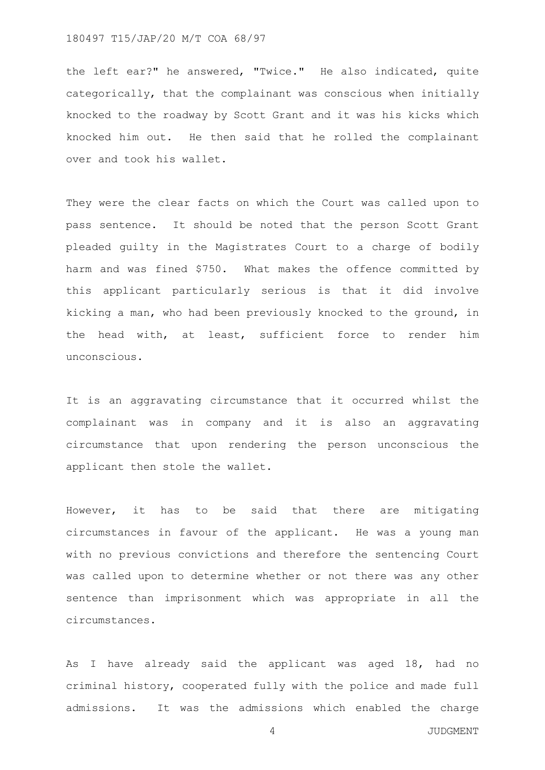the left ear?" he answered, "Twice." He also indicated, quite categorically, that the complainant was conscious when initially knocked to the roadway by Scott Grant and it was his kicks which knocked him out. He then said that he rolled the complainant over and took his wallet.

They were the clear facts on which the Court was called upon to pass sentence. It should be noted that the person Scott Grant pleaded guilty in the Magistrates Court to a charge of bodily harm and was fined $750. What makes the offence committed by this applicant particularly serious is that it did involve kicking a man, who had been previously knocked to the ground, in the head with, at least, sufficient force to render him unconscious.

It is an aggravating circumstance that it occurred whilst the complainant was in company and it is also an aggravating circumstance that upon rendering the person unconscious the applicant then stole the wallet.

However, it has to be said that there are mitigating circumstances in favour of the applicant. He was a young man with no previous convictions and therefore the sentencing Court was called upon to determine whether or not there was any other sentence than imprisonment which was appropriate in all the circumstances.

As I have already said the applicant was aged 18, had no criminal history, cooperated fully with the police and made full admissions. It was the admissions which enabled the charge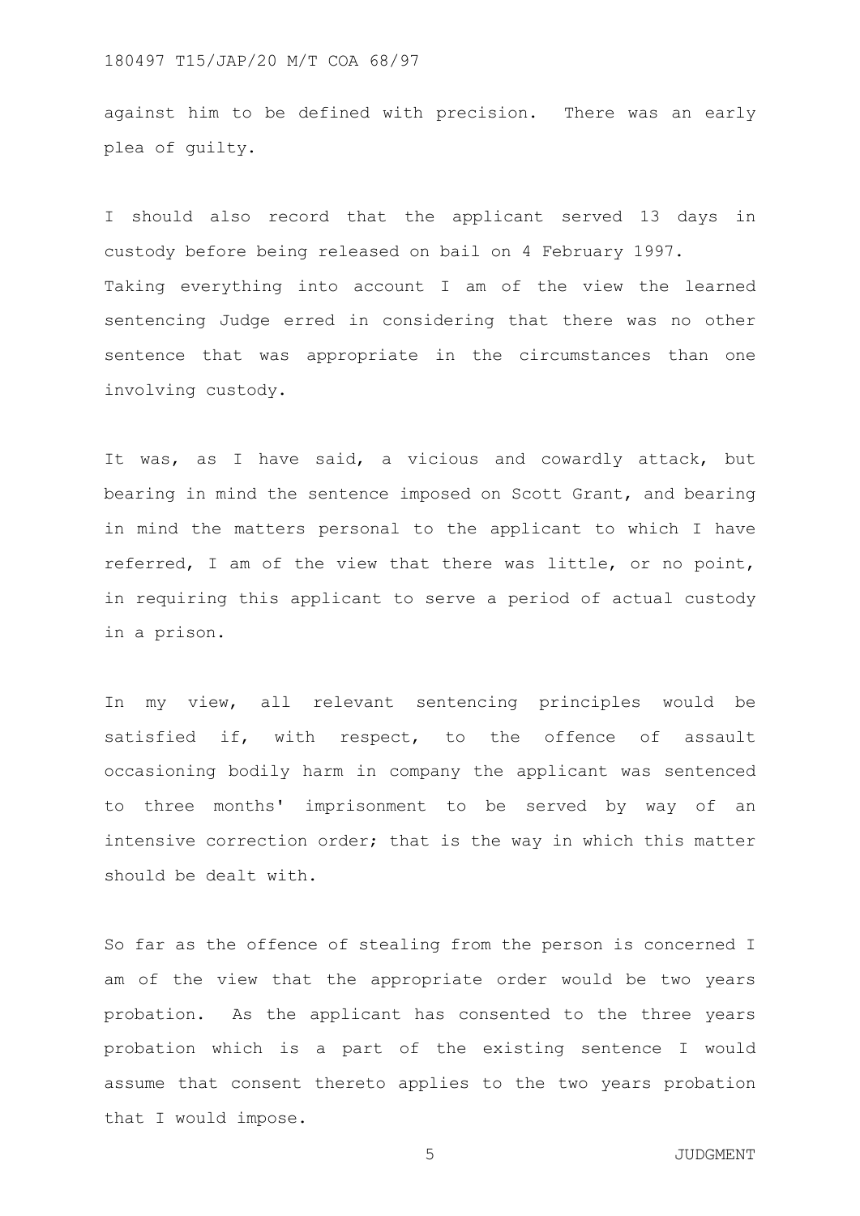against him to be defined with precision. There was an early plea of guilty.

I should also record that the applicant served 13 days in custody before being released on bail on 4 February 1997.
Taking everything into account I am of the view the learned sentencing Judge erred in considering that there was no other sentence that was appropriate in the circumstances than one involving custody.

It was, as I have said, a vicious and cowardly attack, but bearing in mind the sentence imposed on Scott Grant, and bearing in mind the matters personal to the applicant to which I have referred, I am of the view that there was little, or no point, in requiring this applicant to serve a period of actual custody in a prison.

In my view, all relevant sentencing principles would be satisfied if, with respect, to the offence of assault occasioning bodily harm in company the applicant was sentenced to three months' imprisonment to be served by way of an intensive correction order; that is the way in which this matter should be dealt with.

So far as the offence of stealing from the person is concerned I am of the view that the appropriate order would be two years probation. As the applicant has consented to the three years probation which is a part of the existing sentence I would assume that consent thereto applies to the two years probation that I would impose.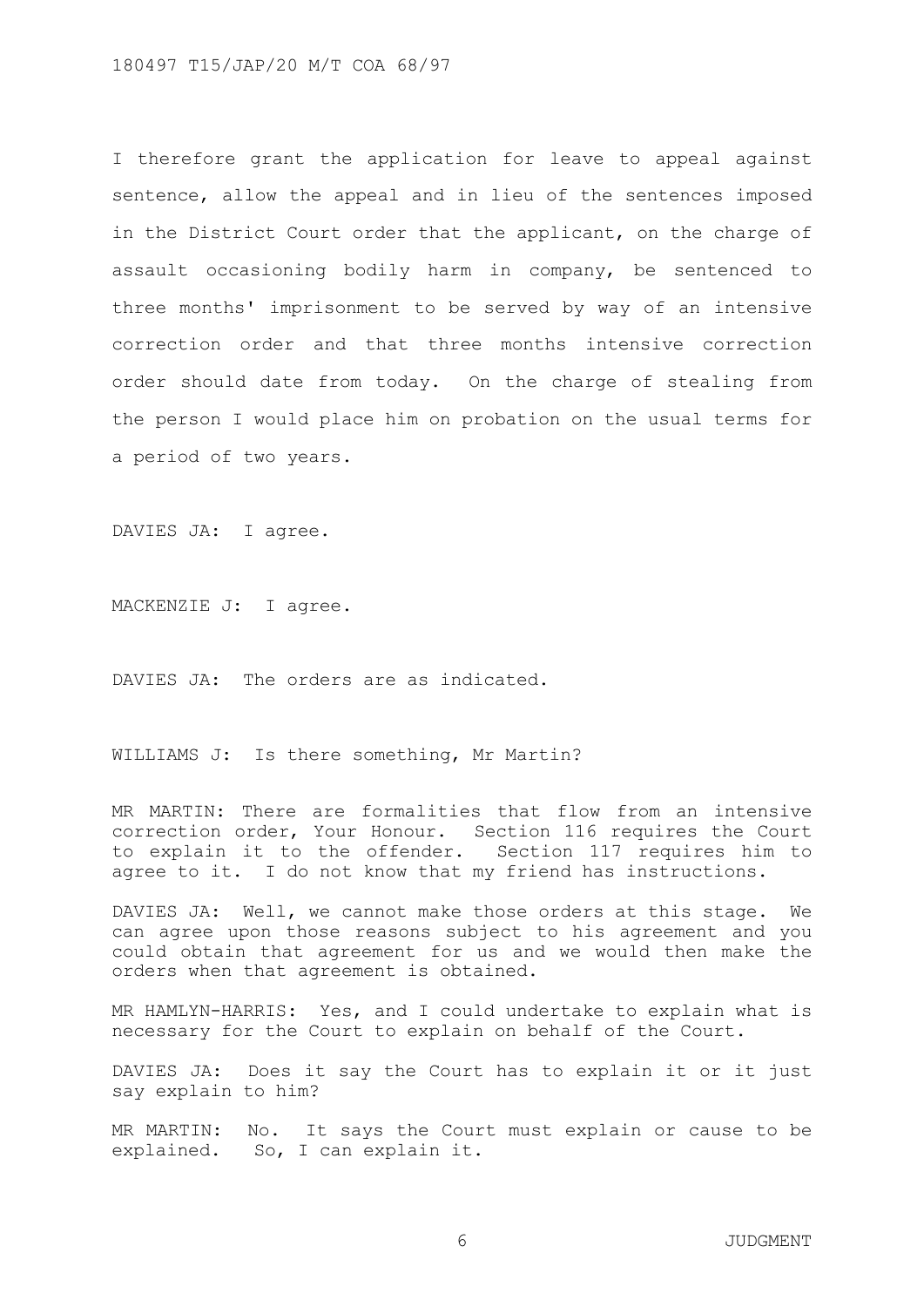I therefore grant the application for leave to appeal against sentence, allow the appeal and in lieu of the sentences imposed in the District Court order that the applicant, on the charge of assault occasioning bodily harm in company, be sentenced to three months' imprisonment to be served by way of an intensive correction order and that three months intensive correction order should date from today. On the charge of stealing from the person I would place him on probation on the usual terms for a period of two years.

DAVIES JA: I agree.

MACKENZIE J: I agree.

DAVIES JA: The orders are as indicated.

WILLIAMS J: Is there something, Mr Martin?

MR MARTIN: There are formalities that flow from an intensive correction order, Your Honour. Section 116 requires the Court to explain it to the offender. Section 117 requires him to agree to it. I do not know that my friend has instructions.

DAVIES JA: Well, we cannot make those orders at this stage. We can agree upon those reasons subject to his agreement and you could obtain that agreement for us and we would then make the orders when that agreement is obtained.

MR HAMLYN-HARRIS: Yes, and I could undertake to explain what is necessary for the Court to explain on behalf of the Court.

DAVIES JA: Does it say the Court has to explain it or it just say explain to him?

MR MARTIN: No. It says the Court must explain or cause to be explained. So, I can explain it.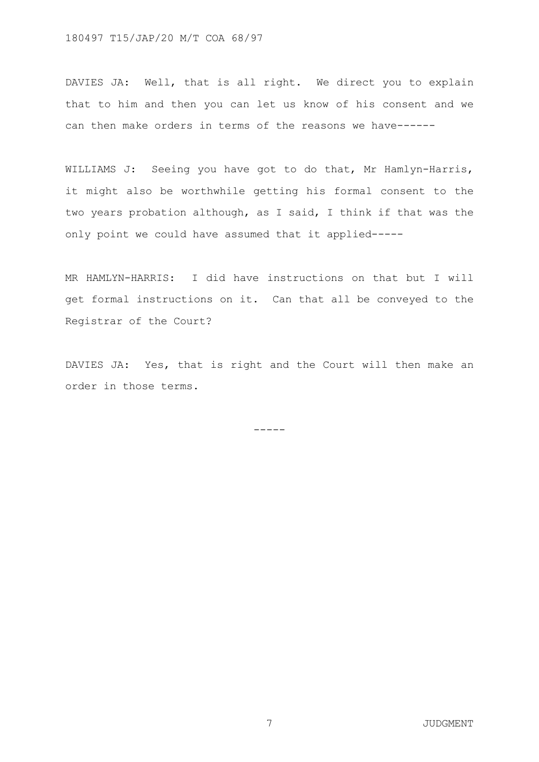DAVIES JA: Well, that is all right. We direct you to explain that to him and then you can let us know of his consent and we can then make orders in terms of the reasons we have------

WILLIAMS J: Seeing you have got to do that, Mr Hamlyn-Harris, it might also be worthwhile getting his formal consent to the two years probation although, as I said, I think if that was the only point we could have assumed that it applied-----

MR HAMLYN-HARRIS: I did have instructions on that but I will get formal instructions on it. Can that all be conveyed to the Registrar of the Court?

DAVIES JA: Yes, that is right and the Court will then make an order in those terms.

-----